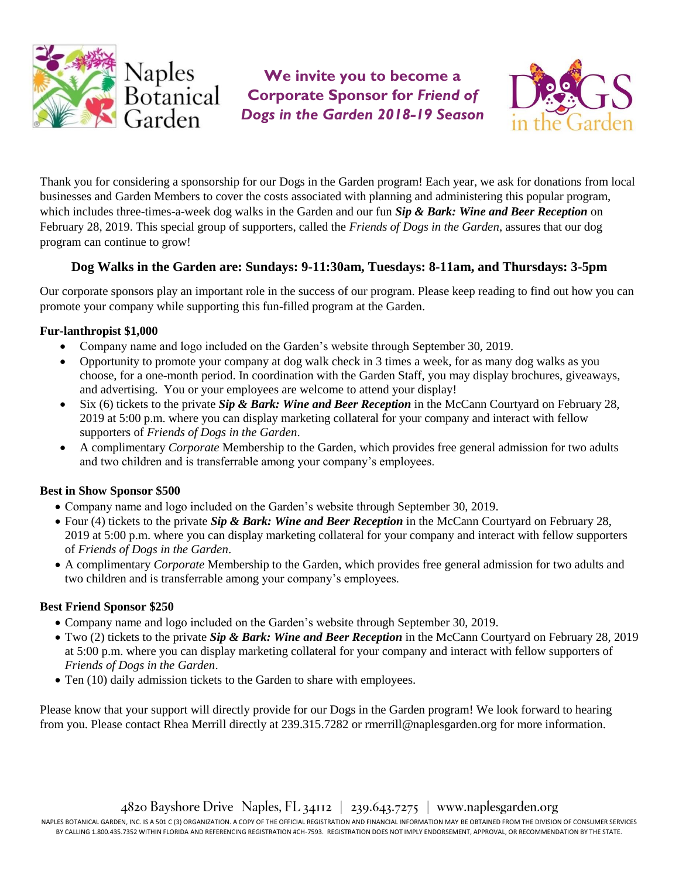Naples Botanical Garden

# We invite you to become a Corporate Sponsor for *Friend of Dogs in the Garden 2018-19 Season*

DOGS in the Garden

Thank you for considering a sponsorship for our Dogs in the Garden program! Each year, we ask for donations from local businesses and Garden Members to cover the costs associated with planning and administering this popular program, which includes three-times-a-week dog walks in the Garden and our fun ***Sip & Bark: Wine and Beer Reception*** on February 28, 2019. This special group of supporters, called the *Friends of Dogs in the Garden*, assures that our dog program can continue to grow!

**Dog Walks in the Garden are: Sundays: 9-11:30am, Tuesdays: 8-11am, and Thursdays: 3-5pm**

Our corporate sponsors play an important role in the success of our program. Please keep reading to find out how you can promote your company while supporting this fun-filled program at the Garden.

**Fur-lanthropist $1,000**

- Company name and logo included on the Garden's website through September 30, 2019.
- Opportunity to promote your company at dog walk check in 3 times a week, for as many dog walks as you choose, for a one-month period. In coordination with the Garden Staff, you may display brochures, giveaways, and advertising. You or your employees are welcome to attend your display!
- Six (6) tickets to the private ***Sip & Bark: Wine and Beer Reception*** in the McCann Courtyard on February 28, 2019 at 5:00 p.m. where you can display marketing collateral for your company and interact with fellow supporters of *Friends of Dogs in the Garden*.
- A complimentary *Corporate* Membership to the Garden, which provides free general admission for two adults and two children and is transferrable among your company's employees.

**Best in Show Sponsor $500**

- Company name and logo included on the Garden's website through September 30, 2019.
- Four (4) tickets to the private ***Sip & Bark: Wine and Beer Reception*** in the McCann Courtyard on February 28, 2019 at 5:00 p.m. where you can display marketing collateral for your company and interact with fellow supporters of *Friends of Dogs in the Garden*.
- A complimentary *Corporate* Membership to the Garden, which provides free general admission for two adults and two children and is transferrable among your company's employees.

**Best Friend Sponsor $250**

- Company name and logo included on the Garden's website through September 30, 2019.
- Two (2) tickets to the private ***Sip & Bark: Wine and Beer Reception*** in the McCann Courtyard on February 28, 2019 at 5:00 p.m. where you can display marketing collateral for your company and interact with fellow supporters of *Friends of Dogs in the Garden*.
- Ten (10) daily admission tickets to the Garden to share with employees.

Please know that your support will directly provide for our Dogs in the Garden program! We look forward to hearing from you. Please contact Rhea Merrill directly at 239.315.7282 or rmerrill@naplesgarden.org for more information.

4820 Bayshore Drive Naples, FL 34112 | 239.643.7275 | www.naplesgarden.org

NAPLES BOTANICAL GARDEN, INC. IS A 501 C (3) ORGANIZATION. A COPY OF THE OFFICIAL REGISTRATION AND FINANCIAL INFORMATION MAY BE OBTAINED FROM THE DIVISION OF CONSUMER SERVICES BY CALLING 1.800.435.7352 WITHIN FLORIDA AND REFERENCING REGISTRATION #CH-7593. REGISTRATION DOES NOT IMPLY ENDORSEMENT, APPROVAL, OR RECOMMENDATION BY THE STATE.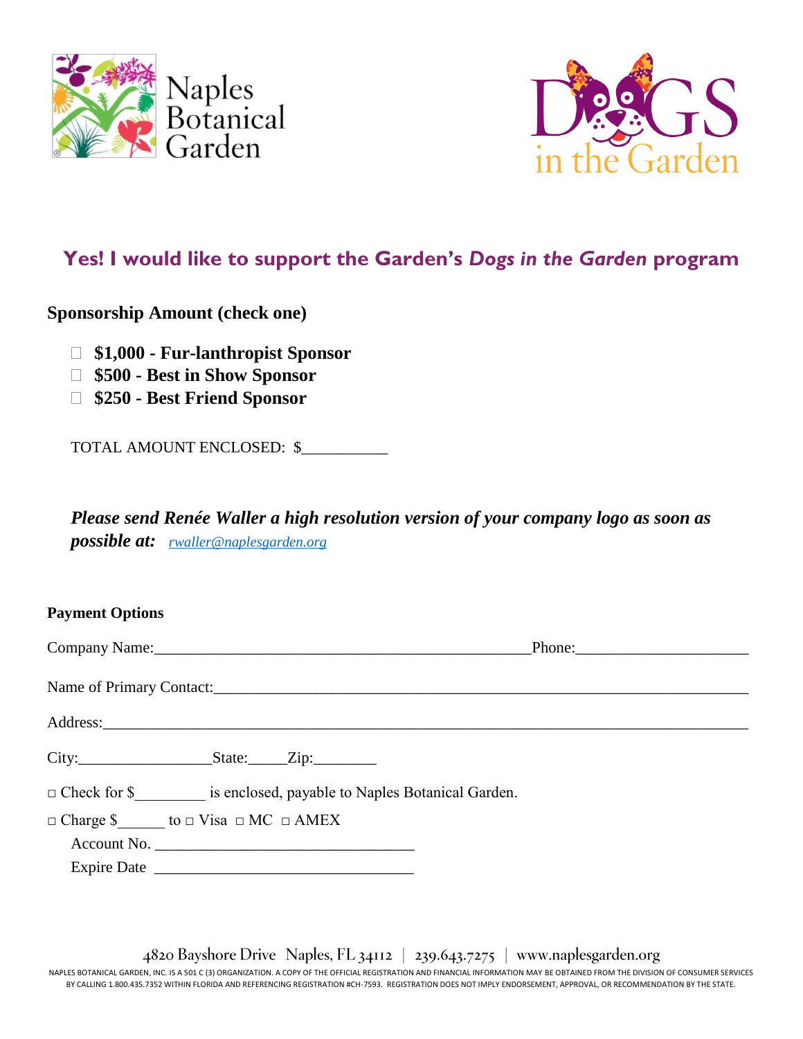Naples Botanical Garden

DOGS in the Garden

## Yes! I would like to support the Garden's *Dogs in the Garden* program

**Sponsorship Amount (check one)**

- ☐ **$1,000 - Fur-lanthropist Sponsor**
- ☐ **$500 - Best in Show Sponsor**
- ☐ **$250 - Best Friend Sponsor**

TOTAL AMOUNT ENCLOSED: $___________

***Please send Renée Waller a high resolution version of your company logo as soon as possible at:*** *rwaller@naplesgarden.org*

**Payment Options**

Company Name:_______________________________________________Phone:______________________

Name of Primary Contact:_____________________________________________________________

Address:_________________________________________________________________________

City:_________________State:_____Zip:________

□ Check for $_________ is enclosed, payable to Naples Botanical Garden.

□ Charge $______ to □ Visa □ MC □ AMEX

Account No. _________________________________

Expire Date _________________________________

4820 Bayshore Drive Naples, FL 34112 | 239.643.7275 | www.naplesgarden.org

NAPLES BOTANICAL GARDEN, INC. IS A 501 C (3) ORGANIZATION. A COPY OF THE OFFICIAL REGISTRATION AND FINANCIAL INFORMATION MAY BE OBTAINED FROM THE DIVISION OF CONSUMER SERVICES BY CALLING 1.800.435.7352 WITHIN FLORIDA AND REFERENCING REGISTRATION #CH-7593. REGISTRATION DOES NOT IMPLY ENDORSEMENT, APPROVAL, OR RECOMMENDATION BY THE STATE.